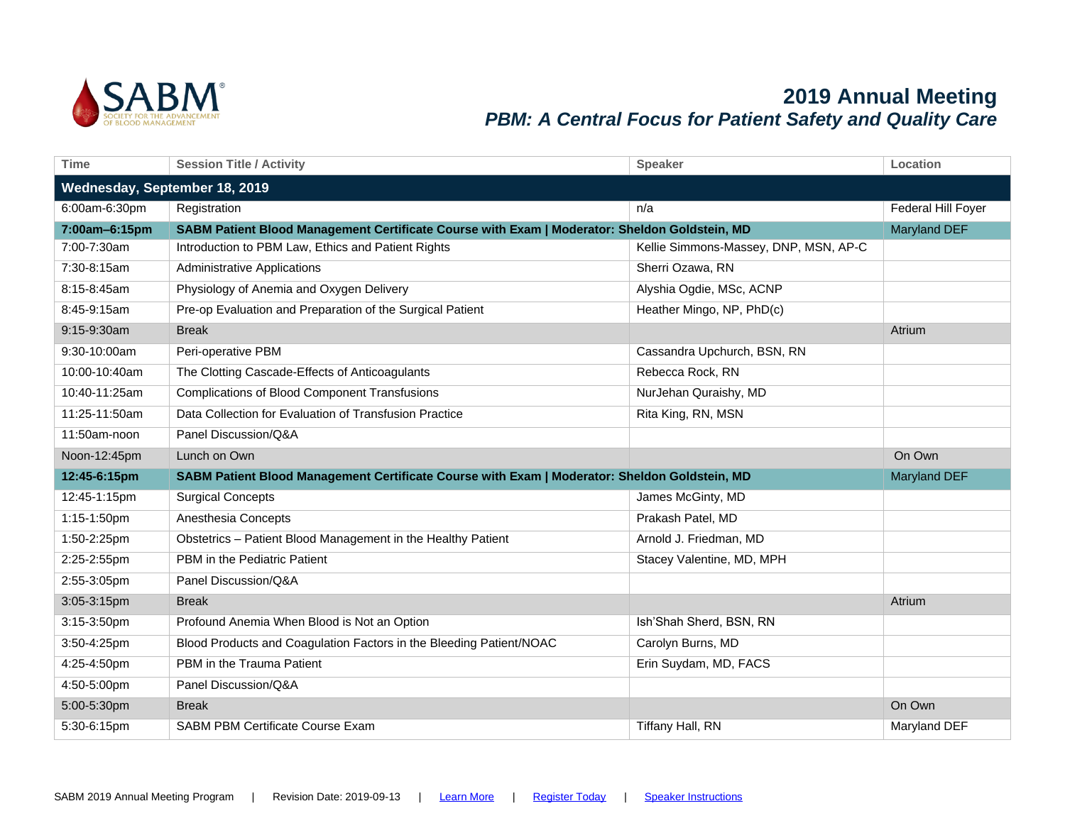# 2019 Annual Meeting

## *PBM: A Central Focus for Patient Safety and Quality Care*

| Time | Session Title / Activity | Speaker | Location |
|---|---|---|---|
| **Wednesday, September 18, 2019** | | | |
| 6:00am-6:30pm | Registration | n/a | Federal Hill Foyer |
| **7:00am–6:15pm** | **SABM Patient Blood Management Certificate Course with Exam \| Moderator: Sheldon Goldstein, MD** | | Maryland DEF |
| 7:00-7:30am | Introduction to PBM Law, Ethics and Patient Rights | Kellie Simmons-Massey, DNP, MSN, AP-C | |
| 7:30-8:15am | Administrative Applications | Sherri Ozawa, RN | |
| 8:15-8:45am | Physiology of Anemia and Oxygen Delivery | Alyshia Ogdie, MSc, ACNP | |
| 8:45-9:15am | Pre-op Evaluation and Preparation of the Surgical Patient | Heather Mingo, NP, PhD(c) | |
| 9:15-9:30am | Break | | Atrium |
| 9:30-10:00am | Peri-operative PBM | Cassandra Upchurch, BSN, RN | |
| 10:00-10:40am | The Clotting Cascade-Effects of Anticoagulants | Rebecca Rock, RN | |
| 10:40-11:25am | Complications of Blood Component Transfusions | NurJehan Quraishy, MD | |
| 11:25-11:50am | Data Collection for Evaluation of Transfusion Practice | Rita King, RN, MSN | |
| 11:50am-noon | Panel Discussion/Q&A | | |
| Noon-12:45pm | Lunch on Own | | On Own |
| **12:45-6:15pm** | **SABM Patient Blood Management Certificate Course with Exam \| Moderator: Sheldon Goldstein, MD** | | Maryland DEF |
| 12:45-1:15pm | Surgical Concepts | James McGinty, MD | |
| 1:15-1:50pm | Anesthesia Concepts | Prakash Patel, MD | |
| 1:50-2:25pm | Obstetrics – Patient Blood Management in the Healthy Patient | Arnold J. Friedman, MD | |
| 2:25-2:55pm | PBM in the Pediatric Patient | Stacey Valentine, MD, MPH | |
| 2:55-3:05pm | Panel Discussion/Q&A | | |
| 3:05-3:15pm | Break | | Atrium |
| 3:15-3:50pm | Profound Anemia When Blood is Not an Option | Ish'Shah Sherd, BSN, RN | |
| 3:50-4:25pm | Blood Products and Coagulation Factors in the Bleeding Patient/NOAC | Carolyn Burns, MD | |
| 4:25-4:50pm | PBM in the Trauma Patient | Erin Suydam, MD, FACS | |
| 4:50-5:00pm | Panel Discussion/Q&A | | |
| 5:00-5:30pm | Break | | On Own |
| 5:30-6:15pm | SABM PBM Certificate Course Exam | Tiffany Hall, RN | Maryland DEF |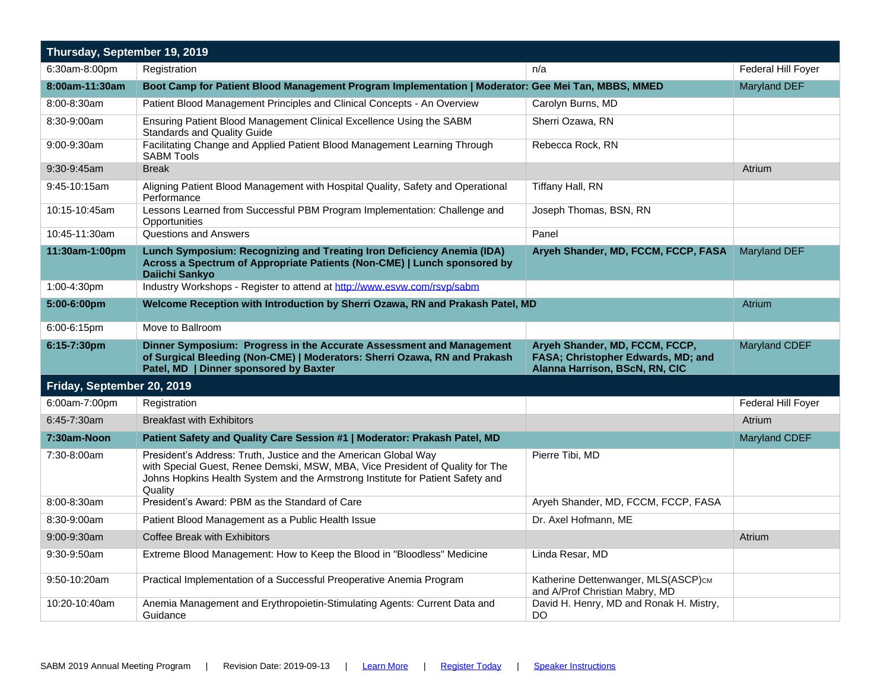| Thursday, September 19, 2019 | | | |
|---|---|---|---|
| 6:30am-8:00pm | Registration | n/a | Federal Hill Foyer |
| **8:00am-11:30am** | **Boot Camp for Patient Blood Management Program Implementation \| Moderator: Gee Mei Tan, MBBS, MMED** | | Maryland DEF |
| 8:00-8:30am | Patient Blood Management Principles and Clinical Concepts - An Overview | Carolyn Burns, MD | |
| 8:30-9:00am | Ensuring Patient Blood Management Clinical Excellence Using the SABM Standards and Quality Guide | Sherri Ozawa, RN | |
| 9:00-9:30am | Facilitating Change and Applied Patient Blood Management Learning Through SABM Tools | Rebecca Rock, RN | |
| 9:30-9:45am | Break | | Atrium |
| 9:45-10:15am | Aligning Patient Blood Management with Hospital Quality, Safety and Operational Performance | Tiffany Hall, RN | |
| 10:15-10:45am | Lessons Learned from Successful PBM Program Implementation: Challenge and Opportunities | Joseph Thomas, BSN, RN | |
| 10:45-11:30am | Questions and Answers | Panel | |
| **11:30am-1:00pm** | **Lunch Symposium: Recognizing and Treating Iron Deficiency Anemia (IDA) Across a Spectrum of Appropriate Patients (Non-CME) \| Lunch sponsored by Daiichi Sankyo** | **Aryeh Shander, MD, FCCM, FCCP, FASA** | Maryland DEF |
| 1:00-4:30pm | Industry Workshops - Register to attend at [http://www.esvw.com/rsvp/sabm](http://www.esvw.com/rsvp/sabm) | | |
| **5:00-6:00pm** | **Welcome Reception with Introduction by Sherri Ozawa, RN and Prakash Patel, MD** | | Atrium |
| 6:00-6:15pm | Move to Ballroom | | |
| **6:15-7:30pm** | **Dinner Symposium: Progress in the Accurate Assessment and Management of Surgical Bleeding (Non-CME) \| Moderators: Sherri Ozawa, RN and Prakash Patel, MD \| Dinner sponsored by Baxter** | **Aryeh Shander, MD, FCCM, FCCP, FASA; Christopher Edwards, MD; and Alanna Harrison, BScN, RN, CIC** | Maryland CDEF |
| **Friday, September 20, 2019** | | | |
| 6:00am-7:00pm | Registration | | Federal Hill Foyer |
| 6:45-7:30am | Breakfast with Exhibitors | | Atrium |
| **7:30am-Noon** | **Patient Safety and Quality Care Session #1 \| Moderator: Prakash Patel, MD** | | Maryland CDEF |
| 7:30-8:00am | President's Address: Truth, Justice and the American Global Way with Special Guest, Renee Demski, MSW, MBA, Vice President of Quality for The Johns Hopkins Health System and the Armstrong Institute for Patient Safety and Quality | Pierre Tibi, MD | |
| 8:00-8:30am | President's Award: PBM as the Standard of Care | Aryeh Shander, MD, FCCM, FCCP, FASA | |
| 8:30-9:00am | Patient Blood Management as a Public Health Issue | Dr. Axel Hofmann, ME | |
| 9:00-9:30am | Coffee Break with Exhibitors | | Atrium |
| 9:30-9:50am | Extreme Blood Management: How to Keep the Blood in "Bloodless" Medicine | Linda Resar, MD | |
| 9:50-10:20am | Practical Implementation of a Successful Preoperative Anemia Program | Katherine Dettenwanger, MLS(ASCP)CM and A/Prof Christian Mabry, MD | |
| 10:20-10:40am | Anemia Management and Erythropoietin-Stimulating Agents: Current Data and Guidance | David H. Henry, MD and Ronak H. Mistry, DO | |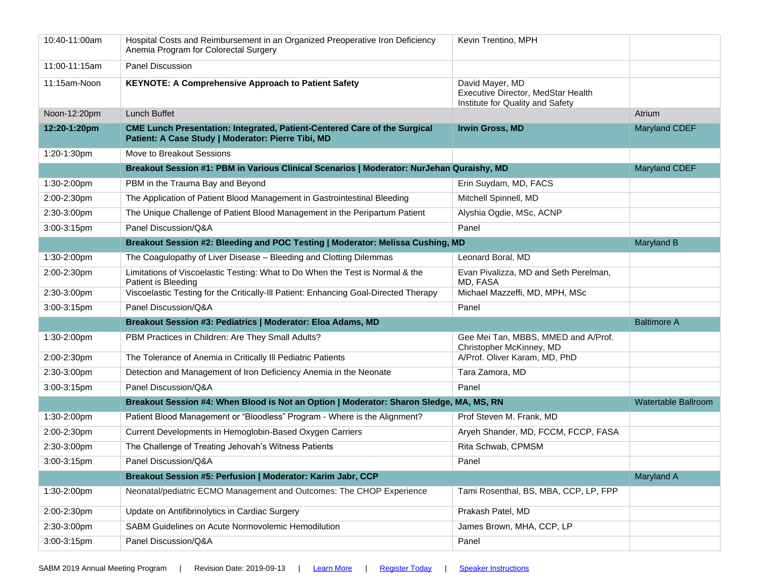| | | | |
|---|---|---|---|
| 10:40-11:00am | Hospital Costs and Reimbursement in an Organized Preoperative Iron Deficiency Anemia Program for Colorectal Surgery | Kevin Trentino, MPH | |
| 11:00-11:15am | Panel Discussion | | |
| 11:15am-Noon | **KEYNOTE: A Comprehensive Approach to Patient Safety** | David Mayer, MD<br>Executive Director, MedStar Health Institute for Quality and Safety | |
| Noon-12:20pm | Lunch Buffet | | Atrium |
| **12:20-1:20pm** | **CME Lunch Presentation: Integrated, Patient-Centered Care of the Surgical Patient: A Case Study \| Moderator: Pierre Tibi, MD** | **Irwin Gross, MD** | Maryland CDEF |
| 1:20-1:30pm | Move to Breakout Sessions | | |
| | **Breakout Session #1: PBM in Various Clinical Scenarios \| Moderator: NurJehan Quraishy, MD** | | Maryland CDEF |
| 1:30-2:00pm | PBM in the Trauma Bay and Beyond | Erin Suydam, MD, FACS | |
| 2:00-2:30pm | The Application of Patient Blood Management in Gastrointestinal Bleeding | Mitchell Spinnell, MD | |
| 2:30-3:00pm | The Unique Challenge of Patient Blood Management in the Peripartum Patient | Alyshia Ogdie, MSc, ACNP | |
| 3:00-3:15pm | Panel Discussion/Q&A | Panel | |
| | **Breakout Session #2: Bleeding and POC Testing \| Moderator: Melissa Cushing, MD** | | Maryland B |
| 1:30-2:00pm | The Coagulopathy of Liver Disease – Bleeding and Clotting Dilemmas | Leonard Boral, MD | |
| 2:00-2:30pm | Limitations of Viscoelastic Testing: What to Do When the Test is Normal & the Patient is Bleeding | Evan Pivalizza, MD and Seth Perelman, MD, FASA | |
| 2:30-3:00pm | Viscoelastic Testing for the Critically-Ill Patient: Enhancing Goal-Directed Therapy | Michael Mazzeffi, MD, MPH, MSc | |
| 3:00-3:15pm | Panel Discussion/Q&A | Panel | |
| | **Breakout Session #3: Pediatrics \| Moderator: Eloa Adams, MD** | | Baltimore A |
| 1:30-2:00pm | PBM Practices in Children: Are They Small Adults? | Gee Mei Tan, MBBS, MMED and A/Prof. Christopher McKinney, MD | |
| 2:00-2:30pm | The Tolerance of Anemia in Critically Ill Pediatric Patients | A/Prof. Oliver Karam, MD, PhD | |
| 2:30-3:00pm | Detection and Management of Iron Deficiency Anemia in the Neonate | Tara Zamora, MD | |
| 3:00-3:15pm | Panel Discussion/Q&A | Panel | |
| | **Breakout Session #4: When Blood is Not an Option \| Moderator: Sharon Sledge, MA, MS, RN** | | Watertable Ballroom |
| 1:30-2:00pm | Patient Blood Management or "Bloodless" Program - Where is the Alignment? | Prof Steven M. Frank, MD | |
| 2:00-2:30pm | Current Developments in Hemoglobin-Based Oxygen Carriers | Aryeh Shander, MD, FCCM, FCCP, FASA | |
| 2:30-3:00pm | The Challenge of Treating Jehovah's Witness Patients | Rita Schwab, CPMSM | |
| 3:00-3:15pm | Panel Discussion/Q&A | Panel | |
| | **Breakout Session #5: Perfusion \| Moderator: Karim Jabr, CCP** | | Maryland A |
| 1:30-2:00pm | Neonatal/pediatric ECMO Management and Outcomes: The CHOP Experience | Tami Rosenthal, BS, MBA, CCP, LP, FPP | |
| 2:00-2:30pm | Update on Antifibrinolytics in Cardiac Surgery | Prakash Patel, MD | |
| 2:30-3:00pm | SABM Guidelines on Acute Normovolemic Hemodilution | James Brown, MHA, CCP, LP | |
| 3:00-3:15pm | Panel Discussion/Q&A | Panel | |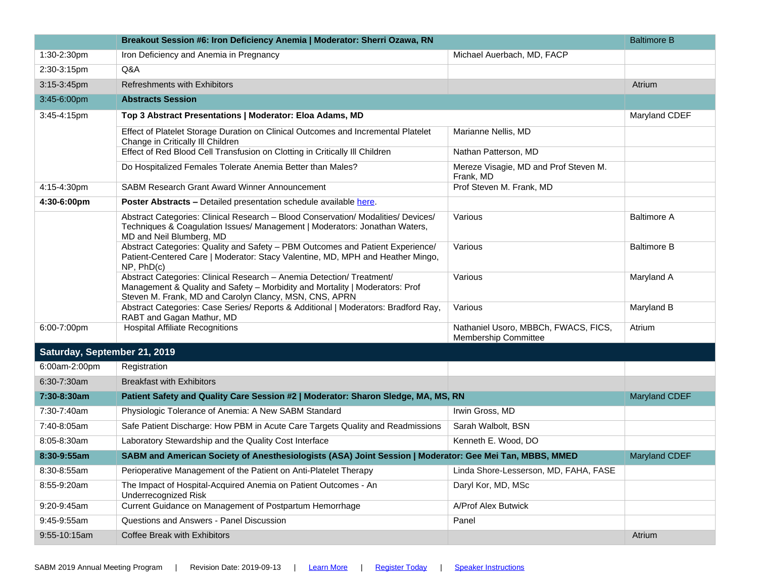| | | | |
|---|---|---|---|
| | **Breakout Session #6: Iron Deficiency Anemia \| Moderator: Sherri Ozawa, RN** | | Baltimore B |
| 1:30-2:30pm | Iron Deficiency and Anemia in Pregnancy | Michael Auerbach, MD, FACP | |
| 2:30-3:15pm | Q&A | | |
| 3:15-3:45pm | Refreshments with Exhibitors | | Atrium |
| 3:45-6:00pm | **Abstracts Session** | | |
| 3:45-4:15pm | **Top 3 Abstract Presentations \| Moderator: Eloa Adams, MD** | | Maryland CDEF |
| | Effect of Platelet Storage Duration on Clinical Outcomes and Incremental Platelet Change in Critically Ill Children | Marianne Nellis, MD | |
| | Effect of Red Blood Cell Transfusion on Clotting in Critically Ill Children | Nathan Patterson, MD | |
| | Do Hospitalized Females Tolerate Anemia Better than Males? | Mereze Visagie, MD and Prof Steven M. Frank, MD | |
| 4:15-4:30pm | SABM Research Grant Award Winner Announcement | Prof Steven M. Frank, MD | |
| **4:30-6:00pm** | **Poster Abstracts –** Detailed presentation schedule available here. | | |
| | Abstract Categories: Clinical Research – Blood Conservation/ Modalities/ Devices/ Techniques & Coagulation Issues/ Management \| Moderators: Jonathan Waters, MD and Neil Blumberg, MD | Various | Baltimore A |
| | Abstract Categories: Quality and Safety – PBM Outcomes and Patient Experience/ Patient-Centered Care \| Moderator: Stacy Valentine, MD, MPH and Heather Mingo, NP, PhD(c) | Various | Baltimore B |
| | Abstract Categories: Clinical Research – Anemia Detection/ Treatment/ Management & Quality and Safety – Morbidity and Mortality \| Moderators: Prof Steven M. Frank, MD and Carolyn Clancy, MSN, CNS, APRN | Various | Maryland A |
| | Abstract Categories: Case Series/ Reports & Additional \| Moderators: Bradford Ray, RABT and Gagan Mathur, MD | Various | Maryland B |
| 6:00-7:00pm | Hospital Affiliate Recognitions | Nathaniel Usoro, MBBCh, FWACS, FICS, Membership Committee | Atrium |
| **Saturday, September 21, 2019** | | | |
| 6:00am-2:00pm | Registration | | |
| 6:30-7:30am | Breakfast with Exhibitors | | |
| **7:30-8:30am** | **Patient Safety and Quality Care Session #2 \| Moderator: Sharon Sledge, MA, MS, RN** | | Maryland CDEF |
| 7:30-7:40am | Physiologic Tolerance of Anemia: A New SABM Standard | Irwin Gross, MD | |
| 7:40-8:05am | Safe Patient Discharge: How PBM in Acute Care Targets Quality and Readmissions | Sarah Walbolt, BSN | |
| 8:05-8:30am | Laboratory Stewardship and the Quality Cost Interface | Kenneth E. Wood, DO | |
| **8:30-9:55am** | **SABM and American Society of Anesthesiologists (ASA) Joint Session \| Moderator: Gee Mei Tan, MBBS, MMED** | | Maryland CDEF |
| 8:30-8:55am | Perioperative Management of the Patient on Anti-Platelet Therapy | Linda Shore-Lesserson, MD, FAHA, FASE | |
| 8:55-9:20am | The Impact of Hospital-Acquired Anemia on Patient Outcomes - An Underrecognized Risk | Daryl Kor, MD, MSc | |
| 9:20-9:45am | Current Guidance on Management of Postpartum Hemorrhage | A/Prof Alex Butwick | |
| 9:45-9:55am | Questions and Answers - Panel Discussion | Panel | |
| 9:55-10:15am | Coffee Break with Exhibitors | | Atrium |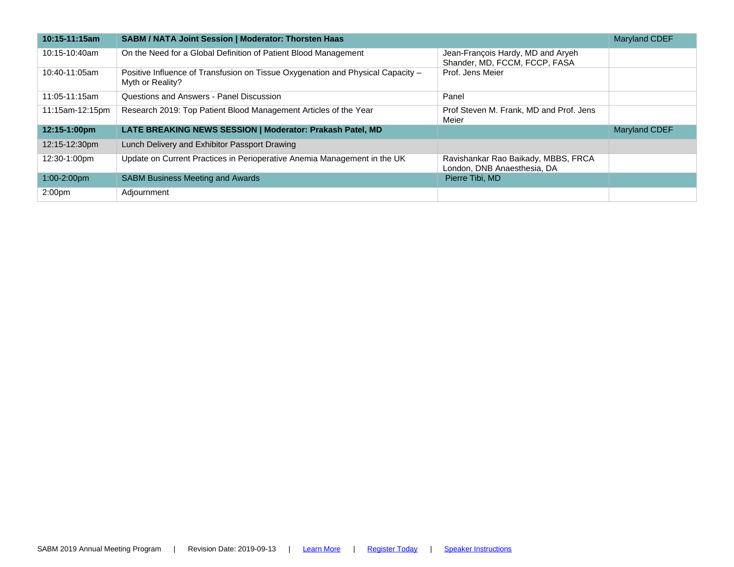| | | | |
|---|---|---|---|
| **10:15-11:15am** | **SABM / NATA Joint Session \| Moderator: Thorsten Haas** | | Maryland CDEF |
| 10:15-10:40am | On the Need for a Global Definition of Patient Blood Management | Jean-François Hardy, MD and Aryeh Shander, MD, FCCM, FCCP, FASA | |
| 10:40-11:05am | Positive Influence of Transfusion on Tissue Oxygenation and Physical Capacity – Myth or Reality? | Prof. Jens Meier | |
| 11:05-11:15am | Questions and Answers - Panel Discussion | Panel | |
| 11:15am-12:15pm | Research 2019: Top Patient Blood Management Articles of the Year | Prof Steven M. Frank, MD and Prof. Jens Meier | |
| **12:15-1:00pm** | **LATE BREAKING NEWS SESSION \| Moderator: Prakash Patel, MD** | | Maryland CDEF |
| 12:15-12:30pm | Lunch Delivery and Exhibitor Passport Drawing | | |
| 12:30-1:00pm | Update on Current Practices in Perioperative Anemia Management in the UK | Ravishankar Rao Baikady, MBBS, FRCA London, DNB Anaesthesia, DA | |
| 1:00-2:00pm | SABM Business Meeting and Awards | Pierre Tibi, MD | |
| 2:00pm | Adjournment | | |

SABM 2019 Annual Meeting Program | Revision Date: 2019-09-13 | Learn More | Register Today | Speaker Instructions